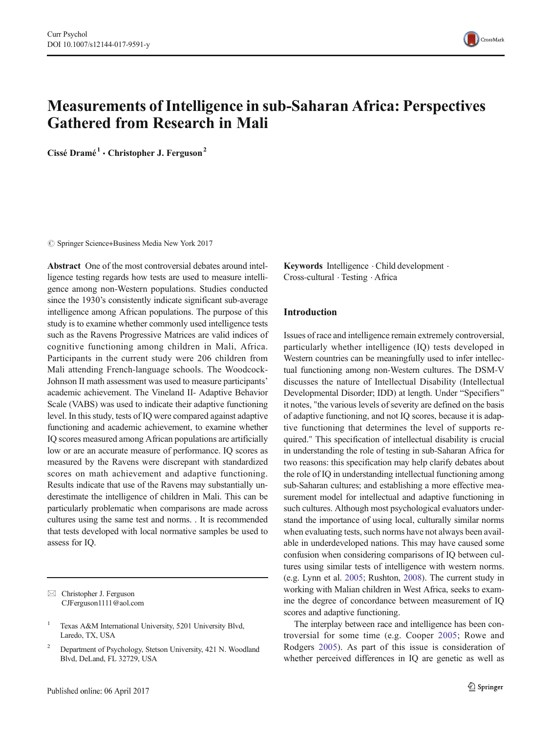# Measurements of Intelligence in sub-Saharan Africa: Perspectives Gathered from Research in Mali

**Cissé Dramé**[1] · **Christopher J. Ferguson**[2]

© Springer Science+Business Media New York 2017

**Abstract** One of the most controversial debates around intelligence testing regards how tests are used to measure intelligence among non-Western populations. Studies conducted since the 1930's consistently indicate significant sub-average intelligence among African populations. The purpose of this study is to examine whether commonly used intelligence tests such as the Ravens Progressive Matrices are valid indices of cognitive functioning among children in Mali, Africa. Participants in the current study were 206 children from Mali attending French-language schools. The Woodcock-Johnson II math assessment was used to measure participants' academic achievement. The Vineland II- Adaptive Behavior Scale (VABS) was used to indicate their adaptive functioning level. In this study, tests of IQ were compared against adaptive functioning and academic achievement, to examine whether IQ scores measured among African populations are artificially low or are an accurate measure of performance. IQ scores as measured by the Ravens were discrepant with standardized scores on math achievement and adaptive functioning. Results indicate that use of the Ravens may substantially underestimate the intelligence of children in Mali. This can be particularly problematic when comparisons are made across cultures using the same test and norms. . It is recommended that tests developed with local normative samples be used to assess for IQ.

**Keywords** Intelligence · Child development · Cross-cultural · Testing · Africa

✉ Christopher J. Ferguson
CJFerguson1111@aol.com

[1] Texas A&M International University, 5201 University Blvd, Laredo, TX, USA

[2] Department of Psychology, Stetson University, 421 N. Woodland Blvd, DeLand, FL 32729, USA

## Introduction

Issues of race and intelligence remain extremely controversial, particularly whether intelligence (IQ) tests developed in Western countries can be meaningfully used to infer intellectual functioning among non-Western cultures. The DSM-V discusses the nature of Intellectual Disability (Intellectual Developmental Disorder; IDD) at length. Under "Specifiers" it notes, "the various levels of severity are defined on the basis of adaptive functioning, and not IQ scores, because it is adaptive functioning that determines the level of supports required." This specification of intellectual disability is crucial in understanding the role of testing in sub-Saharan Africa for two reasons: this specification may help clarify debates about the role of IQ in understanding intellectual functioning among sub-Saharan cultures; and establishing a more effective measurement model for intellectual and adaptive functioning in such cultures. Although most psychological evaluators understand the importance of using local, culturally similar norms when evaluating tests, such norms have not always been available in underdeveloped nations. This may have caused some confusion when considering comparisons of IQ between cultures using similar tests of intelligence with western norms. (e.g. Lynn et al. 2005; Rushton, 2008). The current study in working with Malian children in West Africa, seeks to examine the degree of concordance between measurement of IQ scores and adaptive functioning.

The interplay between race and intelligence has been controversial for some time (e.g. Cooper 2005; Rowe and Rodgers 2005). As part of this issue is consideration of whether perceived differences in IQ are genetic as well as

Published online: 06 April 2017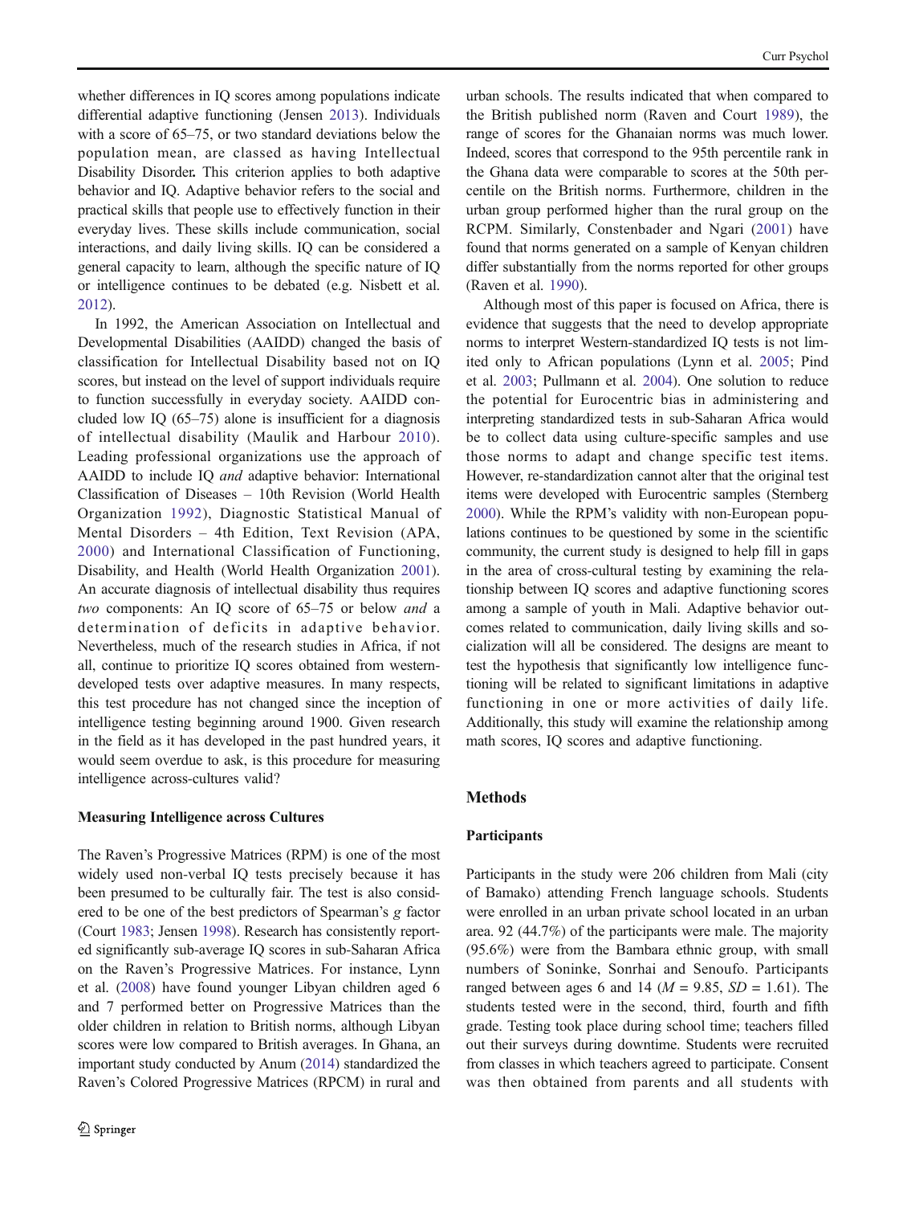whether differences in IQ scores among populations indicate differential adaptive functioning (Jensen 2013). Individuals with a score of 65–75, or two standard deviations below the population mean, are classed as having Intellectual Disability Disorder**.** This criterion applies to both adaptive behavior and IQ. Adaptive behavior refers to the social and practical skills that people use to effectively function in their everyday lives. These skills include communication, social interactions, and daily living skills. IQ can be considered a general capacity to learn, although the specific nature of IQ or intelligence continues to be debated (e.g. Nisbett et al. 2012).

In 1992, the American Association on Intellectual and Developmental Disabilities (AAIDD) changed the basis of classification for Intellectual Disability based not on IQ scores, but instead on the level of support individuals require to function successfully in everyday society. AAIDD concluded low IQ (65–75) alone is insufficient for a diagnosis of intellectual disability (Maulik and Harbour 2010). Leading professional organizations use the approach of AAIDD to include IQ *and* adaptive behavior: International Classification of Diseases – 10th Revision (World Health Organization 1992), Diagnostic Statistical Manual of Mental Disorders – 4th Edition, Text Revision (APA, 2000) and International Classification of Functioning, Disability, and Health (World Health Organization 2001). An accurate diagnosis of intellectual disability thus requires *two* components: An IQ score of 65–75 or below *and* a determination of deficits in adaptive behavior. Nevertheless, much of the research studies in Africa, if not all, continue to prioritize IQ scores obtained from western-developed tests over adaptive measures. In many respects, this test procedure has not changed since the inception of intelligence testing beginning around 1900. Given research in the field as it has developed in the past hundred years, it would seem overdue to ask, is this procedure for measuring intelligence across-cultures valid?

### Measuring Intelligence across Cultures

The Raven's Progressive Matrices (RPM) is one of the most widely used non-verbal IQ tests precisely because it has been presumed to be culturally fair. The test is also considered to be one of the best predictors of Spearman's *g* factor (Court 1983; Jensen 1998). Research has consistently reported significantly sub-average IQ scores in sub-Saharan Africa on the Raven's Progressive Matrices. For instance, Lynn et al. (2008) have found younger Libyan children aged 6 and 7 performed better on Progressive Matrices than the older children in relation to British norms, although Libyan scores were low compared to British averages. In Ghana, an important study conducted by Anum (2014) standardized the Raven's Colored Progressive Matrices (RPCM) in rural and urban schools. The results indicated that when compared to the British published norm (Raven and Court 1989), the range of scores for the Ghanaian norms was much lower. Indeed, scores that correspond to the 95th percentile rank in the Ghana data were comparable to scores at the 50th percentile on the British norms. Furthermore, children in the urban group performed higher than the rural group on the RCPM. Similarly, Constenbader and Ngari (2001) have found that norms generated on a sample of Kenyan children differ substantially from the norms reported for other groups (Raven et al. 1990).

Although most of this paper is focused on Africa, there is evidence that suggests that the need to develop appropriate norms to interpret Western-standardized IQ tests is not limited only to African populations (Lynn et al. 2005; Pind et al. 2003; Pullmann et al. 2004). One solution to reduce the potential for Eurocentric bias in administering and interpreting standardized tests in sub-Saharan Africa would be to collect data using culture-specific samples and use those norms to adapt and change specific test items. However, re-standardization cannot alter that the original test items were developed with Eurocentric samples (Sternberg 2000). While the RPM's validity with non-European populations continues to be questioned by some in the scientific community, the current study is designed to help fill in gaps in the area of cross-cultural testing by examining the relationship between IQ scores and adaptive functioning scores among a sample of youth in Mali. Adaptive behavior outcomes related to communication, daily living skills and socialization will all be considered. The designs are meant to test the hypothesis that significantly low intelligence functioning will be related to significant limitations in adaptive functioning in one or more activities of daily life. Additionally, this study will examine the relationship among math scores, IQ scores and adaptive functioning.

## Methods

### Participants

Participants in the study were 206 children from Mali (city of Bamako) attending French language schools. Students were enrolled in an urban private school located in an urban area. 92 (44.7%) of the participants were male. The majority (95.6%) were from the Bambara ethnic group, with small numbers of Soninke, Sonrhai and Senoufo. Participants ranged between ages 6 and 14 ($M$ = 9.85, $SD$ = 1.61). The students tested were in the second, third, fourth and fifth grade. Testing took place during school time; teachers filled out their surveys during downtime. Students were recruited from classes in which teachers agreed to participate. Consent was then obtained from parents and all students with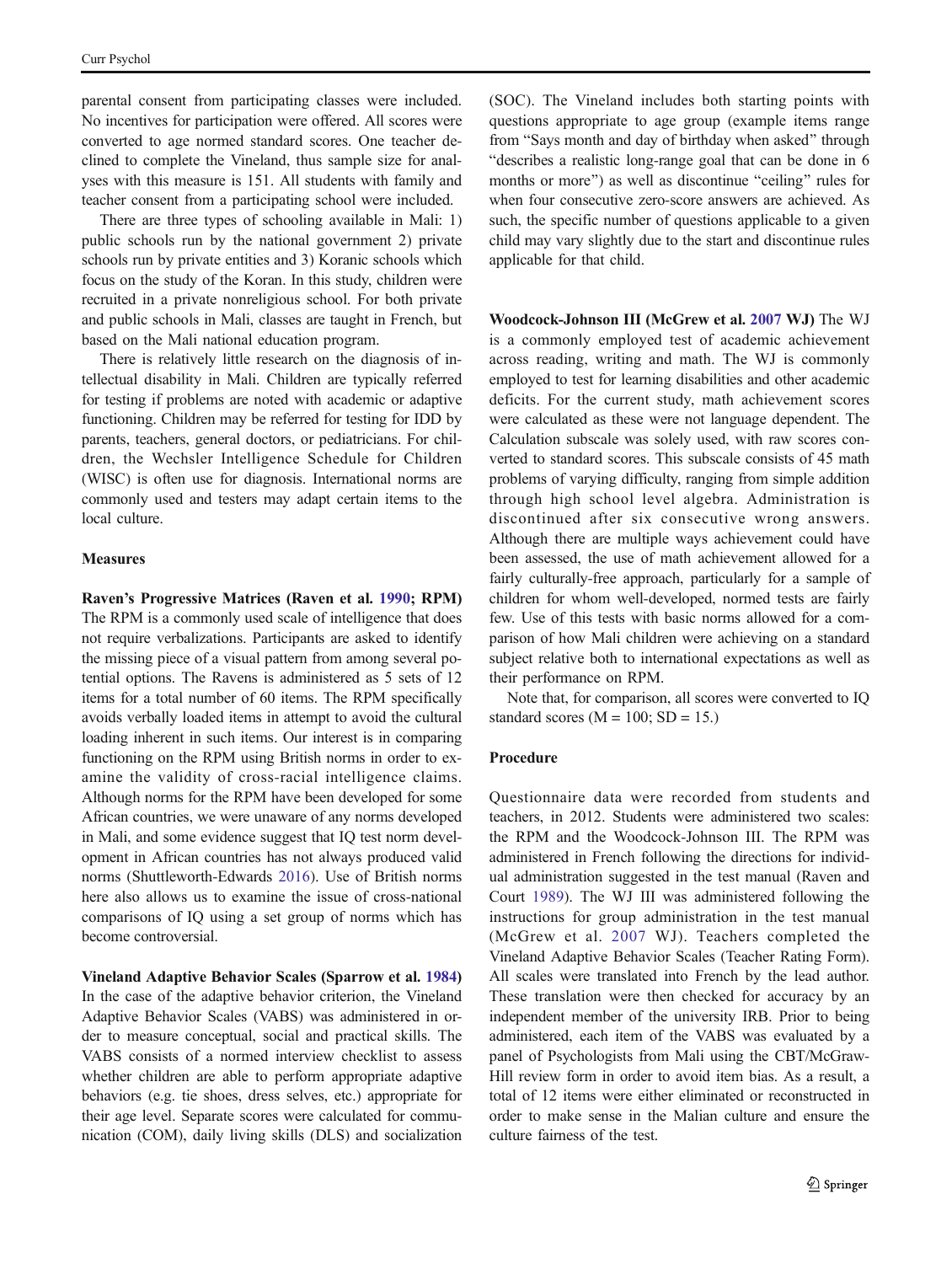parental consent from participating classes were included. No incentives for participation were offered. All scores were converted to age normed standard scores. One teacher declined to complete the Vineland, thus sample size for analyses with this measure is 151. All students with family and teacher consent from a participating school were included.

There are three types of schooling available in Mali: 1) public schools run by the national government 2) private schools run by private entities and 3) Koranic schools which focus on the study of the Koran. In this study, children were recruited in a private nonreligious school. For both private and public schools in Mali, classes are taught in French, but based on the Mali national education program.

There is relatively little research on the diagnosis of intellectual disability in Mali. Children are typically referred for testing if problems are noted with academic or adaptive functioning. Children may be referred for testing for IDD by parents, teachers, general doctors, or pediatricians. For children, the Wechsler Intelligence Schedule for Children (WISC) is often use for diagnosis. International norms are commonly used and testers may adapt certain items to the local culture.

### Measures

**Raven's Progressive Matrices (Raven et al. 1990; RPM)** The RPM is a commonly used scale of intelligence that does not require verbalizations. Participants are asked to identify the missing piece of a visual pattern from among several potential options. The Ravens is administered as 5 sets of 12 items for a total number of 60 items. The RPM specifically avoids verbally loaded items in attempt to avoid the cultural loading inherent in such items. Our interest is in comparing functioning on the RPM using British norms in order to examine the validity of cross-racial intelligence claims. Although norms for the RPM have been developed for some African countries, we were unaware of any norms developed in Mali, and some evidence suggest that IQ test norm development in African countries has not always produced valid norms (Shuttleworth-Edwards 2016). Use of British norms here also allows us to examine the issue of cross-national comparisons of IQ using a set group of norms which has become controversial.

**Vineland Adaptive Behavior Scales (Sparrow et al. 1984)** In the case of the adaptive behavior criterion, the Vineland Adaptive Behavior Scales (VABS) was administered in order to measure conceptual, social and practical skills. The VABS consists of a normed interview checklist to assess whether children are able to perform appropriate adaptive behaviors (e.g. tie shoes, dress selves, etc.) appropriate for their age level. Separate scores were calculated for communication (COM), daily living skills (DLS) and socialization (SOC). The Vineland includes both starting points with questions appropriate to age group (example items range from "Says month and day of birthday when asked" through "describes a realistic long-range goal that can be done in 6 months or more") as well as discontinue "ceiling" rules for when four consecutive zero-score answers are achieved. As such, the specific number of questions applicable to a given child may vary slightly due to the start and discontinue rules applicable for that child.

**Woodcock-Johnson III (McGrew et al. 2007 WJ)** The WJ is a commonly employed test of academic achievement across reading, writing and math. The WJ is commonly employed to test for learning disabilities and other academic deficits. For the current study, math achievement scores were calculated as these were not language dependent. The Calculation subscale was solely used, with raw scores converted to standard scores. This subscale consists of 45 math problems of varying difficulty, ranging from simple addition through high school level algebra. Administration is discontinued after six consecutive wrong answers. Although there are multiple ways achievement could have been assessed, the use of math achievement allowed for a fairly culturally-free approach, particularly for a sample of children for whom well-developed, normed tests are fairly few. Use of this tests with basic norms allowed for a comparison of how Mali children were achieving on a standard subject relative both to international expectations as well as their performance on RPM.

Note that, for comparison, all scores were converted to IQ standard scores (M = 100; SD = 15.)

### Procedure

Questionnaire data were recorded from students and teachers, in 2012. Students were administered two scales: the RPM and the Woodcock-Johnson III. The RPM was administered in French following the directions for individual administration suggested in the test manual (Raven and Court 1989). The WJ III was administered following the instructions for group administration in the test manual (McGrew et al. 2007 WJ). Teachers completed the Vineland Adaptive Behavior Scales (Teacher Rating Form). All scales were translated into French by the lead author. These translation were then checked for accuracy by an independent member of the university IRB. Prior to being administered, each item of the VABS was evaluated by a panel of Psychologists from Mali using the CBT/McGraw-Hill review form in order to avoid item bias. As a result, a total of 12 items were either eliminated or reconstructed in order to make sense in the Malian culture and ensure the culture fairness of the test.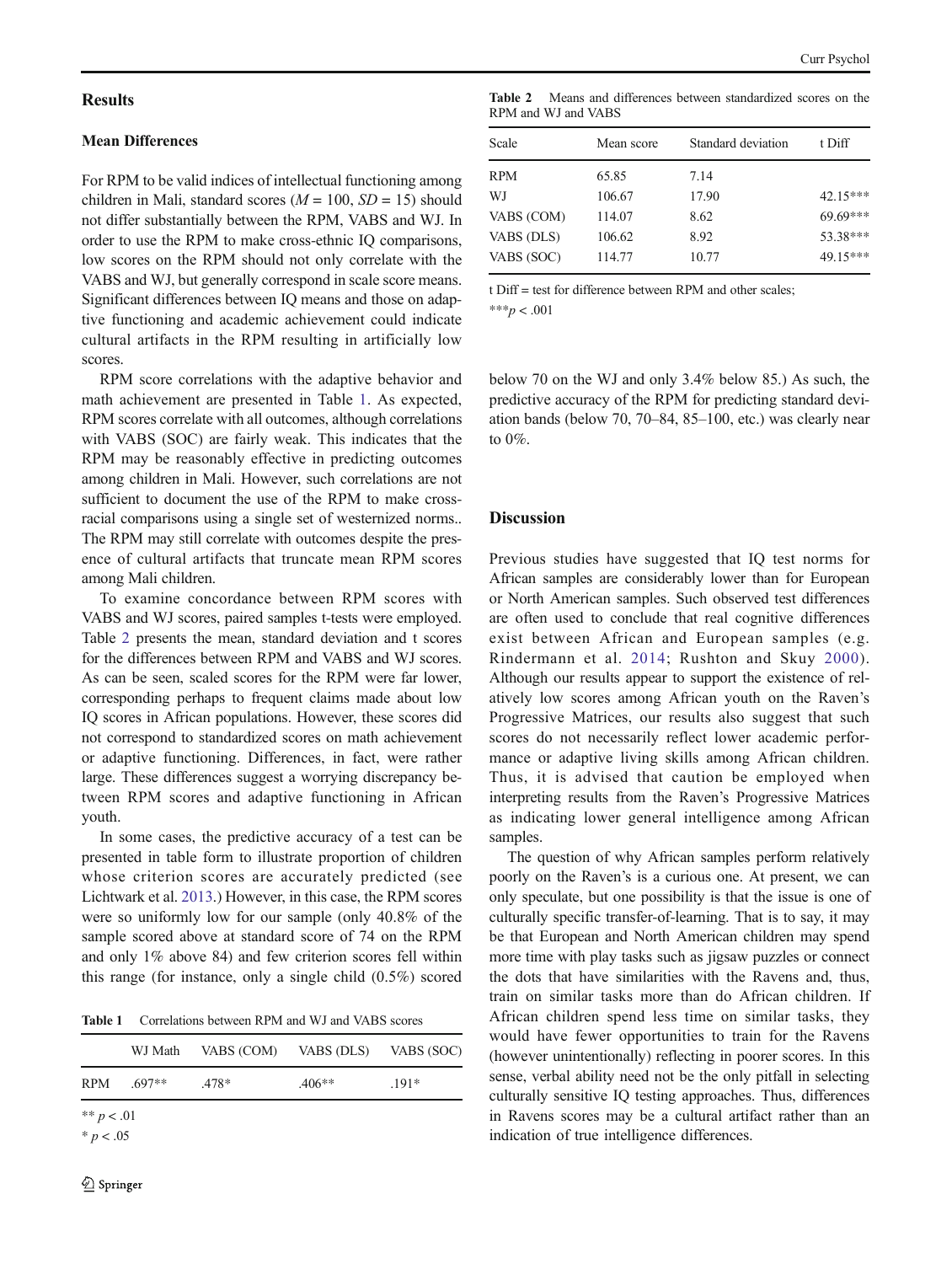## Results

### Mean Differences

For RPM to be valid indices of intellectual functioning among children in Mali, standard scores ($M = 100$, $SD = 15$) should not differ substantially between the RPM, VABS and WJ. In order to use the RPM to make cross-ethnic IQ comparisons, low scores on the RPM should not only correlate with the VABS and WJ, but generally correspond in scale score means. Significant differences between IQ means and those on adaptive functioning and academic achievement could indicate cultural artifacts in the RPM resulting in artificially low scores.

RPM score correlations with the adaptive behavior and math achievement are presented in Table 1. As expected, RPM scores correlate with all outcomes, although correlations with VABS (SOC) are fairly weak. This indicates that the RPM may be reasonably effective in predicting outcomes among children in Mali. However, such correlations are not sufficient to document the use of the RPM to make cross-racial comparisons using a single set of westernized norms.. The RPM may still correlate with outcomes despite the presence of cultural artifacts that truncate mean RPM scores among Mali children.

To examine concordance between RPM scores with VABS and WJ scores, paired samples t-tests were employed. Table 2 presents the mean, standard deviation and t scores for the differences between RPM and VABS and WJ scores. As can be seen, scaled scores for the RPM were far lower, corresponding perhaps to frequent claims made about low IQ scores in African populations. However, these scores did not correspond to standardized scores on math achievement or adaptive functioning. Differences, in fact, were rather large. These differences suggest a worrying discrepancy between RPM scores and adaptive functioning in African youth.

In some cases, the predictive accuracy of a test can be presented in table form to illustrate proportion of children whose criterion scores are accurately predicted (see Lichtwark et al. 2013.) However, in this case, the RPM scores were so uniformly low for our sample (only 40.8% of the sample scored above at standard score of 74 on the RPM and only 1% above 84) and few criterion scores fell within this range (for instance, only a single child (0.5%) scored below 70 on the WJ and only 3.4% below 85.) As such, the predictive accuracy of the RPM for predicting standard deviation bands (below 70, 70–84, 85–100, etc.) was clearly near to 0%.

**Table 1** Correlations between RPM and WJ and VABS scores

| | WJ Math | VABS (COM) | VABS (DLS) | VABS (SOC) |
|---|---|---|---|---|
| RPM | .697** | .478* | .406** | .191* |

** $p < .01$

* $p < .05$

**Table 2** Means and differences between standardized scores on the RPM and WJ and VABS

| Scale | Mean score | Standard deviation | t Diff |
|---|---|---|---|
| RPM | 65.85 | 7.14 | |
| WJ | 106.67 | 17.90 | 42.15*** |
| VABS (COM) | 114.07 | 8.62 | 69.69*** |
| VABS (DLS) | 106.62 | 8.92 | 53.38*** |
| VABS (SOC) | 114.77 | 10.77 | 49.15*** |

t Diff = test for difference between RPM and other scales;

*** $p < .001$

## Discussion

Previous studies have suggested that IQ test norms for African samples are considerably lower than for European or North American samples. Such observed test differences are often used to conclude that real cognitive differences exist between African and European samples (e.g. Rindermann et al. 2014; Rushton and Skuy 2000). Although our results appear to support the existence of relatively low scores among African youth on the Raven's Progressive Matrices, our results also suggest that such scores do not necessarily reflect lower academic performance or adaptive living skills among African children. Thus, it is advised that caution be employed when interpreting results from the Raven's Progressive Matrices as indicating lower general intelligence among African samples.

The question of why African samples perform relatively poorly on the Raven's is a curious one. At present, we can only speculate, but one possibility is that the issue is one of culturally specific transfer-of-learning. That is to say, it may be that European and North American children may spend more time with play tasks such as jigsaw puzzles or connect the dots that have similarities with the Ravens and, thus, train on similar tasks more than do African children. If African children spend less time on similar tasks, they would have fewer opportunities to train for the Ravens (however unintentionally) reflecting in poorer scores. In this sense, verbal ability need not be the only pitfall in selecting culturally sensitive IQ testing approaches. Thus, differences in Ravens scores may be a cultural artifact rather than an indication of true intelligence differences.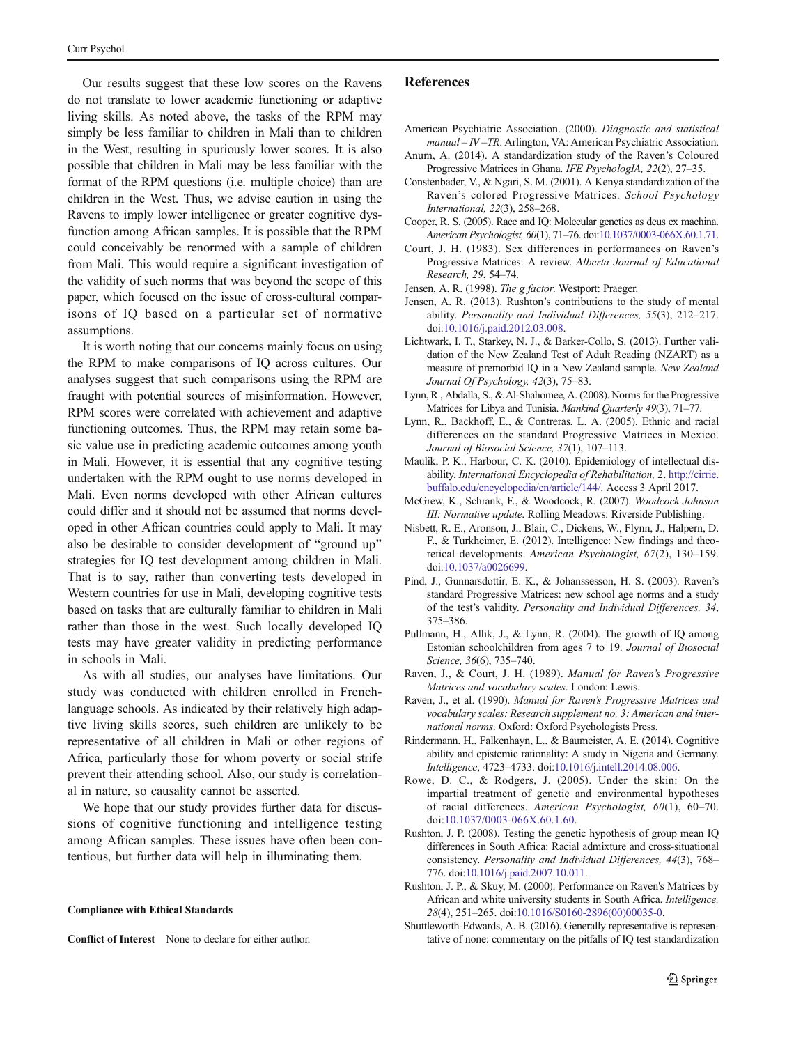Our results suggest that these low scores on the Ravens do not translate to lower academic functioning or adaptive living skills. As noted above, the tasks of the RPM may simply be less familiar to children in Mali than to children in the West, resulting in spuriously lower scores. It is also possible that children in Mali may be less familiar with the format of the RPM questions (i.e. multiple choice) than are children in the West. Thus, we advise caution in using the Ravens to imply lower intelligence or greater cognitive dysfunction among African samples. It is possible that the RPM could conceivably be renormed with a sample of children from Mali. This would require a significant investigation of the validity of such norms that was beyond the scope of this paper, which focused on the issue of cross-cultural comparisons of IQ based on a particular set of normative assumptions.

It is worth noting that our concerns mainly focus on using the RPM to make comparisons of IQ across cultures. Our analyses suggest that such comparisons using the RPM are fraught with potential sources of misinformation. However, RPM scores were correlated with achievement and adaptive functioning outcomes. Thus, the RPM may retain some basic value use in predicting academic outcomes among youth in Mali. However, it is essential that any cognitive testing undertaken with the RPM ought to use norms developed in Mali. Even norms developed with other African cultures could differ and it should not be assumed that norms developed in other African countries could apply to Mali. It may also be desirable to consider development of "ground up" strategies for IQ test development among children in Mali. That is to say, rather than converting tests developed in Western countries for use in Mali, developing cognitive tests based on tasks that are culturally familiar to children in Mali rather than those in the west. Such locally developed IQ tests may have greater validity in predicting performance in schools in Mali.

As with all studies, our analyses have limitations. Our study was conducted with children enrolled in French-language schools. As indicated by their relatively high adaptive living skills scores, such children are unlikely to be representative of all children in Mali or other regions of Africa, particularly those for whom poverty or social strife prevent their attending school. Also, our study is correlational in nature, so causality cannot be asserted.

We hope that our study provides further data for discussions of cognitive functioning and intelligence testing among African samples. These issues have often been contentious, but further data will help in illuminating them.

**Compliance with Ethical Standards**

**Conflict of Interest** None to declare for either author.

## References

American Psychiatric Association. (2000). *Diagnostic and statistical manual – IV –TR*. Arlington, VA: American Psychiatric Association.

Anum, A. (2014). A standardization study of the Raven's Coloured Progressive Matrices in Ghana. *IFE PsychologIA, 22*(2), 27–35.

Constenbader, V., & Ngari, S. M. (2001). A Kenya standardization of the Raven's colored Progressive Matrices. *School Psychology International, 22*(3), 258–268.

Cooper, R. S. (2005). Race and IQ: Molecular genetics as deus ex machina. *American Psychologist, 60*(1), 71–76. doi:10.1037/0003-066X.60.1.71.

Court, J. H. (1983). Sex differences in performances on Raven's Progressive Matrices: A review. *Alberta Journal of Educational Research, 29*, 54–74.

Jensen, A. R. (1998). *The g factor*. Westport: Praeger.

Jensen, A. R. (2013). Rushton's contributions to the study of mental ability. *Personality and Individual Differences, 55*(3), 212–217. doi:10.1016/j.paid.2012.03.008.

Lichtwark, I. T., Starkey, N. J., & Barker-Collo, S. (2013). Further validation of the New Zealand Test of Adult Reading (NZART) as a measure of premorbid IQ in a New Zealand sample. *New Zealand Journal Of Psychology, 42*(3), 75–83.

Lynn, R., Abdalla, S., & Al-Shahomee, A. (2008). Norms for the Progressive Matrices for Libya and Tunisia. *Mankind Quarterly 49*(3), 71–77.

Lynn, R., Backhoff, E., & Contreras, L. A. (2005). Ethnic and racial differences on the standard Progressive Matrices in Mexico. *Journal of Biosocial Science, 37*(1), 107–113.

Maulik, P. K., Harbour, C. K. (2010). Epidemiology of intellectual disability. *International Encyclopedia of Rehabilitation,* 2. http://cirrie.buffalo.edu/encyclopedia/en/article/144/. Access 3 April 2017.

McGrew, K., Schrank, F., & Woodcock, R. (2007). *Woodcock-Johnson III: Normative update*. Rolling Meadows: Riverside Publishing.

Nisbett, R. E., Aronson, J., Blair, C., Dickens, W., Flynn, J., Halpern, D. F., & Turkheimer, E. (2012). Intelligence: New findings and theoretical developments. *American Psychologist, 67*(2), 130–159. doi:10.1037/a0026699.

Pind, J., Gunnarsdottir, E. K., & Johanssesson, H. S. (2003). Raven's standard Progressive Matrices: new school age norms and a study of the test's validity. *Personality and Individual Differences, 34*, 375–386.

Pullmann, H., Allik, J., & Lynn, R. (2004). The growth of IQ among Estonian schoolchildren from ages 7 to 19. *Journal of Biosocial Science, 36*(6), 735–740.

Raven, J., & Court, J. H. (1989). *Manual for Raven's Progressive Matrices and vocabulary scales*. London: Lewis.

Raven, J., et al. (1990). *Manual for Raven's Progressive Matrices and vocabulary scales: Research supplement no. 3: American and international norms*. Oxford: Oxford Psychologists Press.

Rindermann, H., Falkenhayn, L., & Baumeister, A. E. (2014). Cognitive ability and epistemic rationality: A study in Nigeria and Germany. *Intelligence*, 4723–4733. doi:10.1016/j.intell.2014.08.006.

Rowe, D. C., & Rodgers, J. (2005). Under the skin: On the impartial treatment of genetic and environmental hypotheses of racial differences. *American Psychologist, 60*(1), 60–70. doi:10.1037/0003-066X.60.1.60.

Rushton, J. P. (2008). Testing the genetic hypothesis of group mean IQ differences in South Africa: Racial admixture and cross-situational consistency. *Personality and Individual Differences, 44*(3), 768–776. doi:10.1016/j.paid.2007.10.011.

Rushton, J. P., & Skuy, M. (2000). Performance on Raven's Matrices by African and white university students in South Africa. *Intelligence, 28*(4), 251–265. doi:10.1016/S0160-2896(00)00035-0.

Shuttleworth-Edwards, A. B. (2016). Generally representative is representative of none: commentary on the pitfalls of IQ test standardization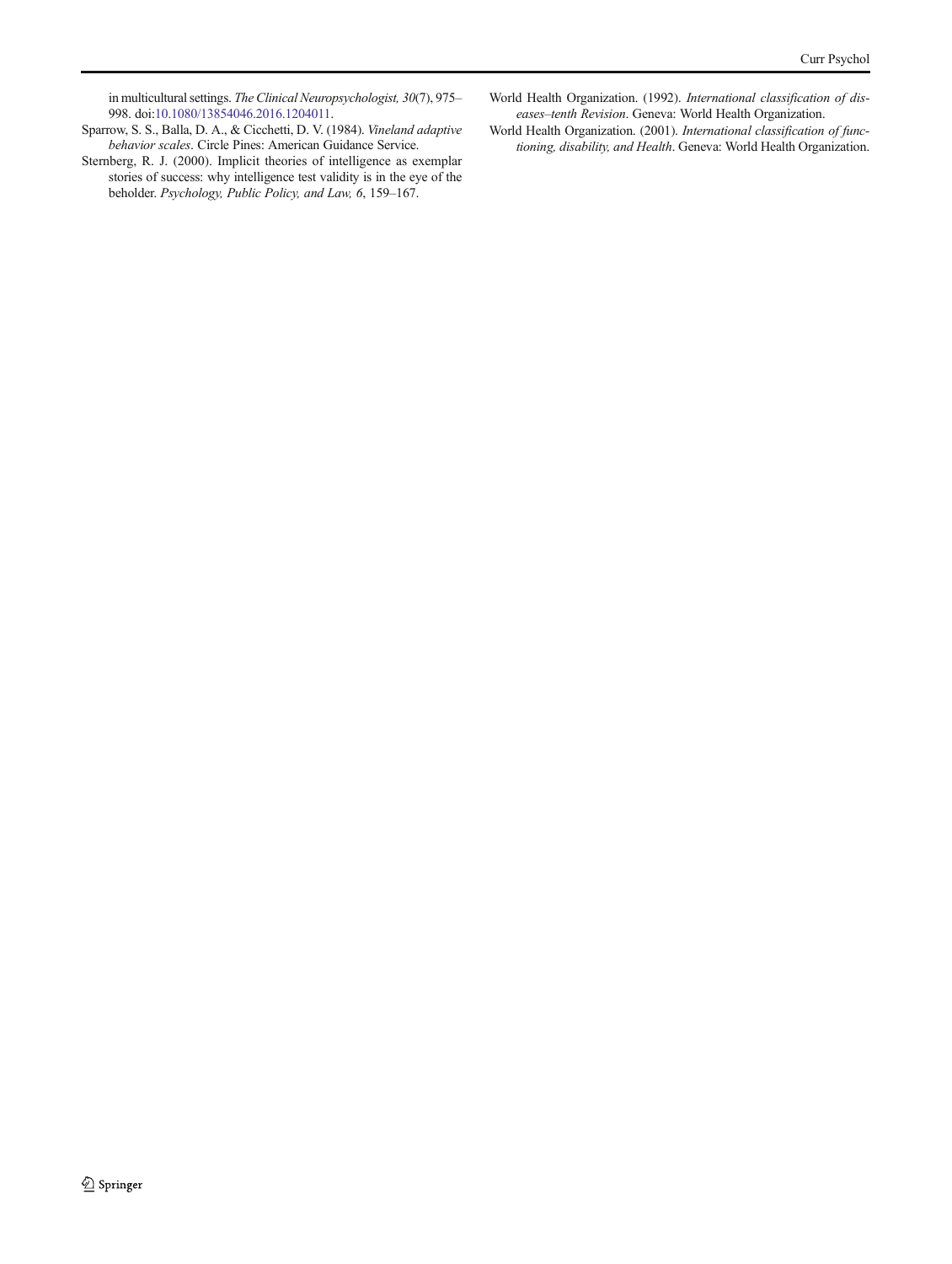in multicultural settings. *The Clinical Neuropsychologist, 30*(7), 975–998. doi:10.1080/13854046.2016.1204011.

Sparrow, S. S., Balla, D. A., & Cicchetti, D. V. (1984). *Vineland adaptive behavior scales*. Circle Pines: American Guidance Service.

Sternberg, R. J. (2000). Implicit theories of intelligence as exemplar stories of success: why intelligence test validity is in the eye of the beholder. *Psychology, Public Policy, and Law, 6*, 159–167.

World Health Organization. (1992). *International classification of diseases–tenth Revision*. Geneva: World Health Organization.

World Health Organization. (2001). *International classification of functioning, disability, and Health*. Geneva: World Health Organization.